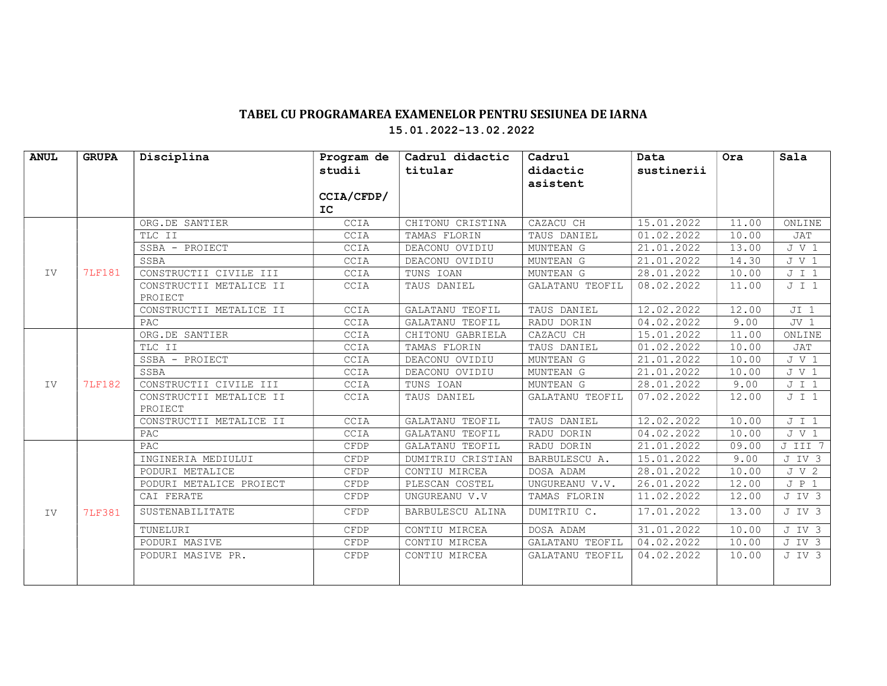# TABEL CU PROGRAMAREA EXAMENELOR PENTRU SESIUNEA DE IARNA

**15.01.2022-13.02.2022**

| ANUL | GRUPA | Disciplina | Program de studii CCIA/CFDP/ IC | Cadrul didactic titular | Cadrul didactic asistent | Data sustinerii | Ora | Sala |
|---|---|---|---|---|---|---|---|---|
| IV | 7LF181 | ORG.DE SANTIER | CCIA | CHITONU CRISTINA | CAZACU CH | 15.01.2022 | 11.00 | ONLINE |
| | | TLC II | CCIA | TAMAS FLORIN | TAUS DANIEL | 01.02.2022 | 10.00 | JAT |
| | | SSBA - PROIECT | CCIA | DEACONU OVIDIU | MUNTEAN G | 21.01.2022 | 13.00 | J V 1 |
| | | SSBA | CCIA | DEACONU OVIDIU | MUNTEAN G | 21.01.2022 | 14.30 | J V 1 |
| | | CONSTRUCTII CIVILE III | CCIA | TUNS IOAN | MUNTEAN G | 28.01.2022 | 10.00 | J I 1 |
| | | CONSTRUCTII METALICE II PROIECT | CCIA | TAUS DANIEL | GALATANU TEOFIL | 08.02.2022 | 11.00 | J I 1 |
| | | CONSTRUCTII METALICE II | CCIA | GALATANU TEOFIL | TAUS DANIEL | 12.02.2022 | 12.00 | JI 1 |
| | | PAC | CCIA | GALATANU TEOFIL | RADU DORIN | 04.02.2022 | 9.00 | JV 1 |
| IV | 7LF182 | ORG.DE SANTIER | CCIA | CHITONU GABRIELA | CAZACU CH | 15.01.2022 | 11.00 | ONLINE |
| | | TLC II | CCIA | TAMAS FLORIN | TAUS DANIEL | 01.02.2022 | 10.00 | JAT |
| | | SSBA - PROIECT | CCIA | DEACONU OVIDIU | MUNTEAN G | 21.01.2022 | 10.00 | J V 1 |
| | | SSBA | CCIA | DEACONU OVIDIU | MUNTEAN G | 21.01.2022 | 10.00 | J V 1 |
| | | CONSTRUCTII CIVILE III | CCIA | TUNS IOAN | MUNTEAN G | 28.01.2022 | 9.00 | J I 1 |
| | | CONSTRUCTII METALICE II PROIECT | CCIA | TAUS DANIEL | GALATANU TEOFIL | 07.02.2022 | 12.00 | J I 1 |
| | | CONSTRUCTII METALICE II | CCIA | GALATANU TEOFIL | TAUS DANIEL | 12.02.2022 | 10.00 | J I 1 |
| | | PAC | CCIA | GALATANU TEOFIL | RADU DORIN | 04.02.2022 | 10.00 | J V 1 |
| IV | 7LF381 | PAC | CFDP | GALATANU TEOFIL | RADU DORIN | 21.01.2022 | 09.00 | J III 7 |
| | | INGINERIA MEDIULUI | CFDP | DUMITRIU CRISTIAN | BARBULESCU A. | 15.01.2022 | 9.00 | J IV 3 |
| | | PODURI METALICE | CFDP | CONTIU MIRCEA | DOSA ADAM | 28.01.2022 | 10.00 | J V 2 |
| | | PODURI METALICE PROIECT | CFDP | PLESCAN COSTEL | UNGUREANU V.V. | 26.01.2022 | 12.00 | J P 1 |
| | | CAI FERATE | CFDP | UNGUREANU V.V | TAMAS FLORIN | 11.02.2022 | 12.00 | J IV 3 |
| | | SUSTENABILITATE | CFDP | BARBULESCU ALINA | DUMITRIU C. | 17.01.2022 | 13.00 | J IV 3 |
| | | TUNELURI | CFDP | CONTIU MIRCEA | DOSA ADAM | 31.01.2022 | 10.00 | J IV 3 |
| | | PODURI MASIVE | CFDP | CONTIU MIRCEA | GALATANU TEOFIL | 04.02.2022 | 10.00 | J IV 3 |
| | | PODURI MASIVE PR. | CFDP | CONTIU MIRCEA | GALATANU TEOFIL | 04.02.2022 | 10.00 | J IV 3 |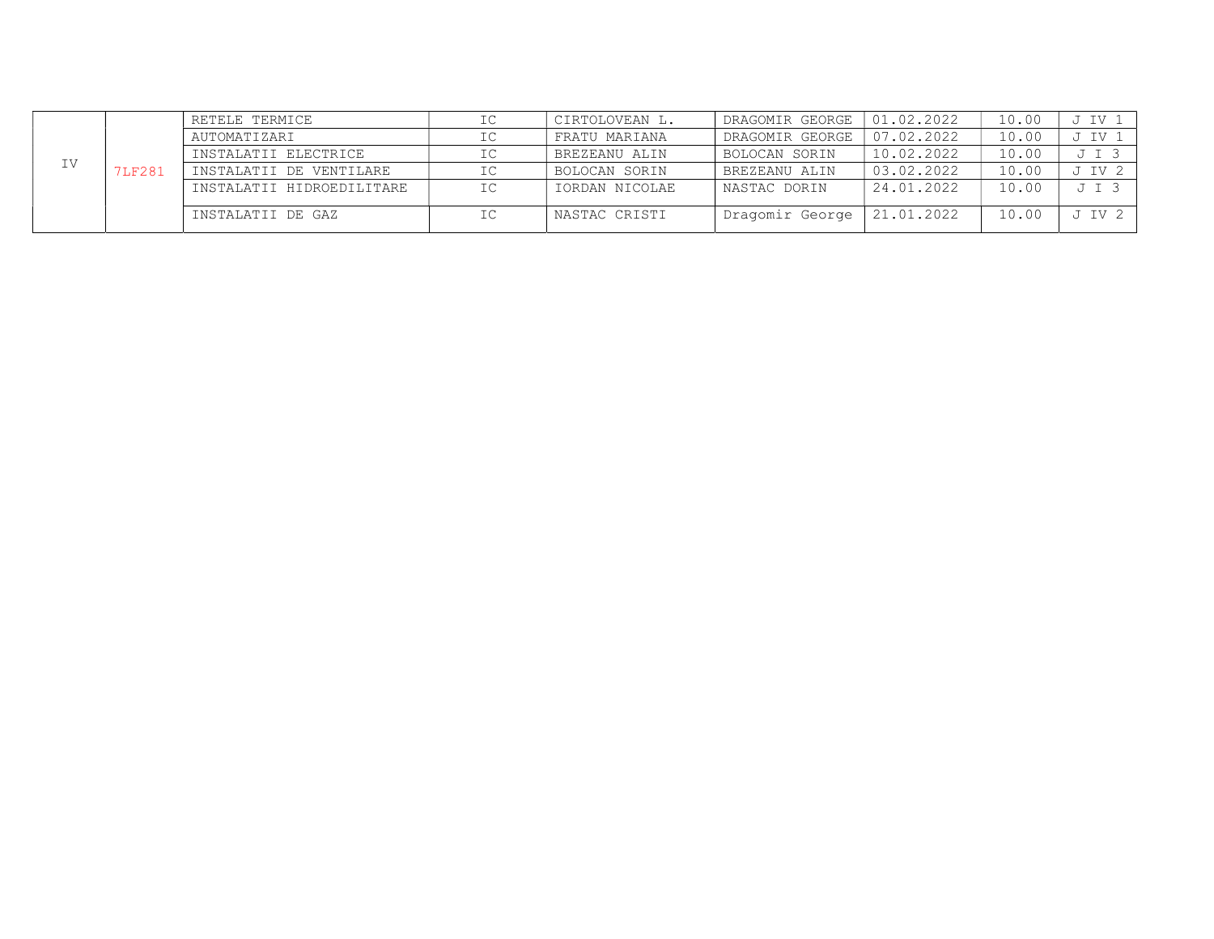| | | | | | | | | |
|---|---|---|---|---|---|---|---|---|
| IV | 7LF281 | RETELE TERMICE | IC | CIRTOLOVEAN L. | DRAGOMIR GEORGE | 01.02.2022 | 10.00 | J IV 1 |
| | | AUTOMATIZARI | IC | FRATU MARIANA | DRAGOMIR GEORGE | 07.02.2022 | 10.00 | J IV 1 |
| | | INSTALATII ELECTRICE | IC | BREZEANU ALIN | BOLOCAN SORIN | 10.02.2022 | 10.00 | J I 3 |
| | | INSTALATII DE VENTILARE | IC | BOLOCAN SORIN | BREZEANU ALIN | 03.02.2022 | 10.00 | J IV 2 |
| | | INSTALATII HIDROEDILITARE | IC | IORDAN NICOLAE | NASTAC DORIN | 24.01.2022 | 10.00 | J I 3 |
| | | INSTALATII DE GAZ | IC | NASTAC CRISTI | Dragomir George | 21.01.2022 | 10.00 | J IV 2 |